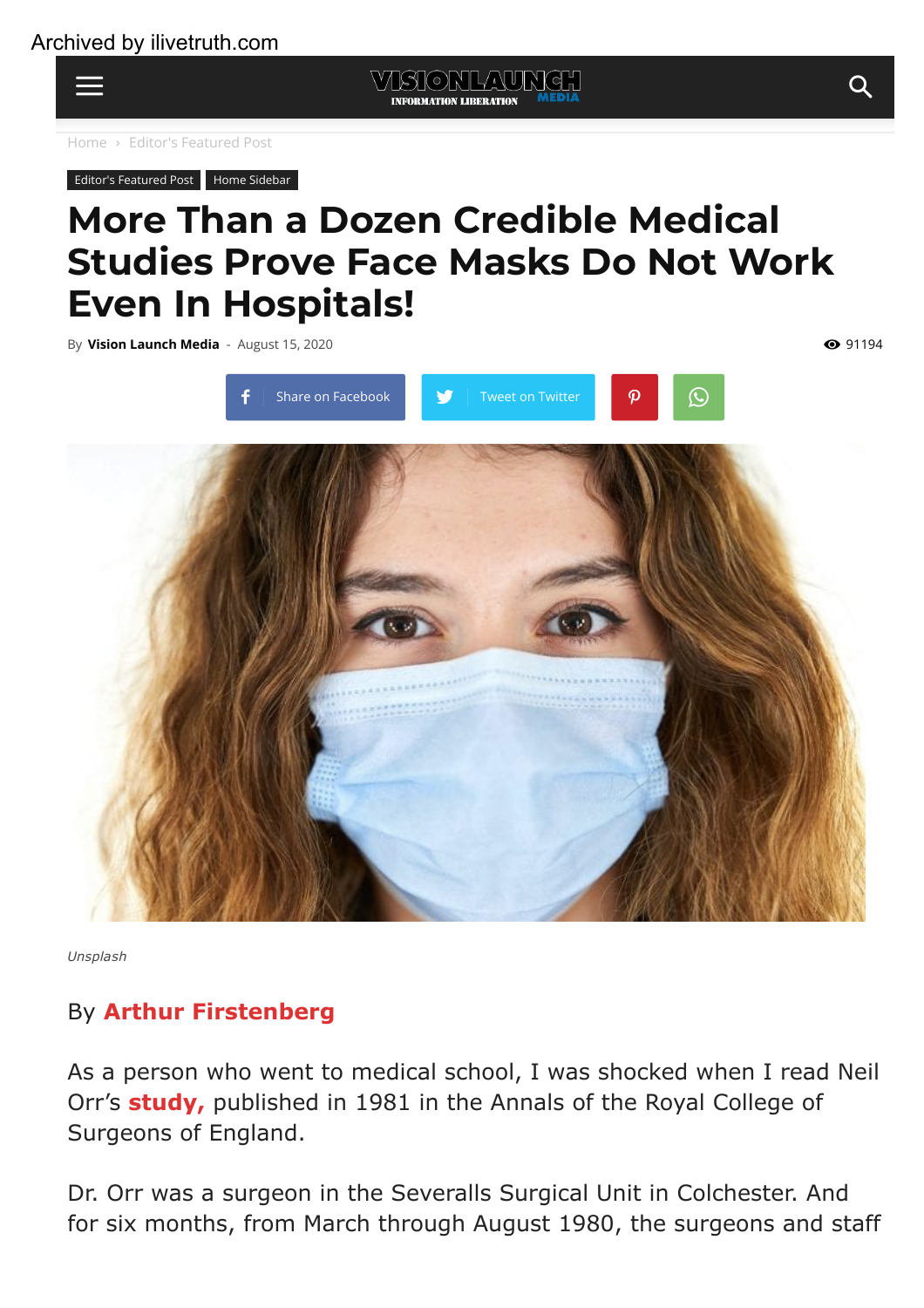Archived by ilivetruth.com

VISIONLAUNCH MEDIA
INFORMATION LIBERATION

Home › Editor's Featured Post

Editor's Featured Post | Home Sidebar

# More Than a Dozen Credible Medical Studies Prove Face Masks Do Not Work Even In Hospitals!

By **Vision Launch Media** - August 15, 2020

91194

Share on Facebook | Tweet on Twitter

*Unsplash*

By **Arthur Firstenberg**

As a person who went to medical school, I was shocked when I read Neil Orr's **study,** published in 1981 in the Annals of the Royal College of Surgeons of England.

Dr. Orr was a surgeon in the Severalls Surgical Unit in Colchester. And for six months, from March through August 1980, the surgeons and staff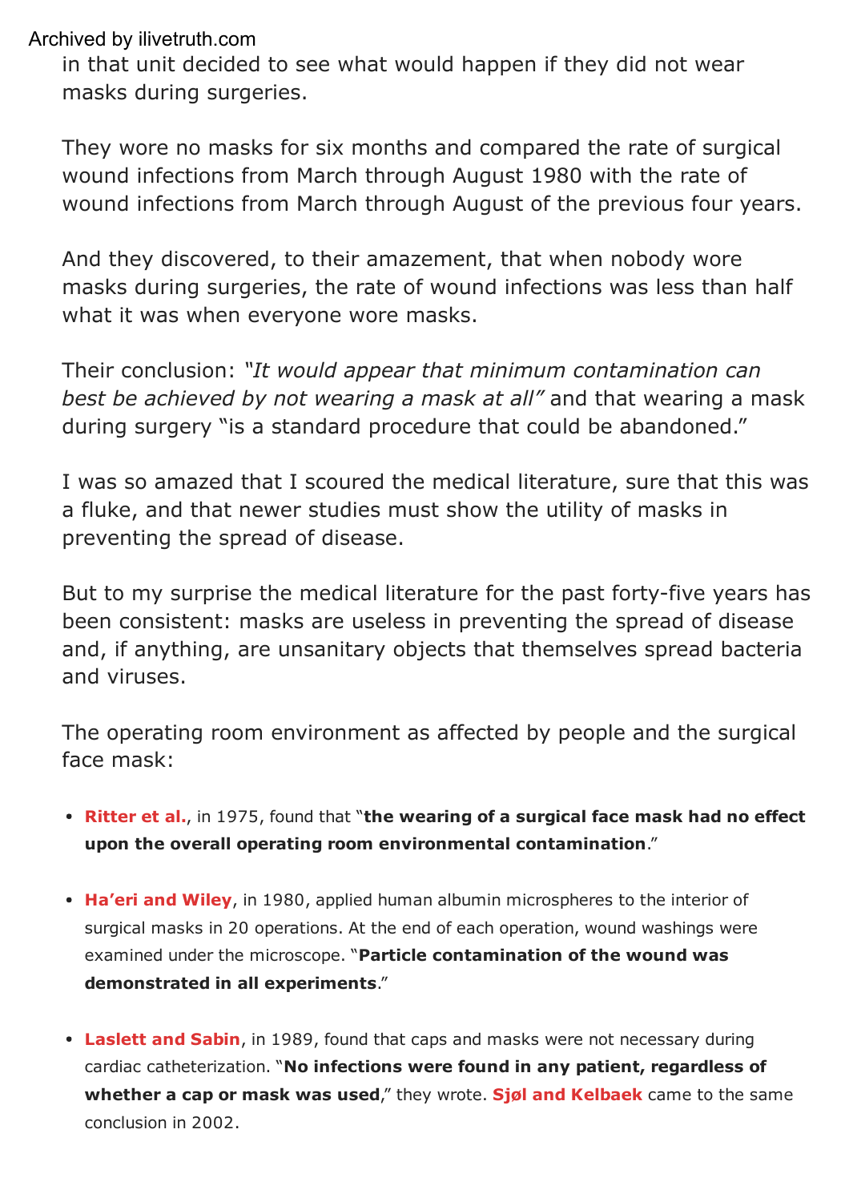in that unit decided to see what would happen if they did not wear masks during surgeries.

They wore no masks for six months and compared the rate of surgical wound infections from March through August 1980 with the rate of wound infections from March through August of the previous four years.

And they discovered, to their amazement, that when nobody wore masks during surgeries, the rate of wound infections was less than half what it was when everyone wore masks.

Their conclusion: *"It would appear that minimum contamination can best be achieved by not wearing a mask at all"* and that wearing a mask during surgery "is a standard procedure that could be abandoned."

I was so amazed that I scoured the medical literature, sure that this was a fluke, and that newer studies must show the utility of masks in preventing the spread of disease.

But to my surprise the medical literature for the past forty-five years has been consistent: masks are useless in preventing the spread of disease and, if anything, are unsanitary objects that themselves spread bacteria and viruses.

The operating room environment as affected by people and the surgical face mask:

- **Ritter et al.**, in 1975, found that "**the wearing of a surgical face mask had no effect upon the overall operating room environmental contamination**."
- **Ha'eri and Wiley**, in 1980, applied human albumin microspheres to the interior of surgical masks in 20 operations. At the end of each operation, wound washings were examined under the microscope. "**Particle contamination of the wound was demonstrated in all experiments**."
- **Laslett and Sabin**, in 1989, found that caps and masks were not necessary during cardiac catheterization. "**No infections were found in any patient, regardless of whether a cap or mask was used**," they wrote. **Sjøl and Kelbaek** came to the same conclusion in 2002.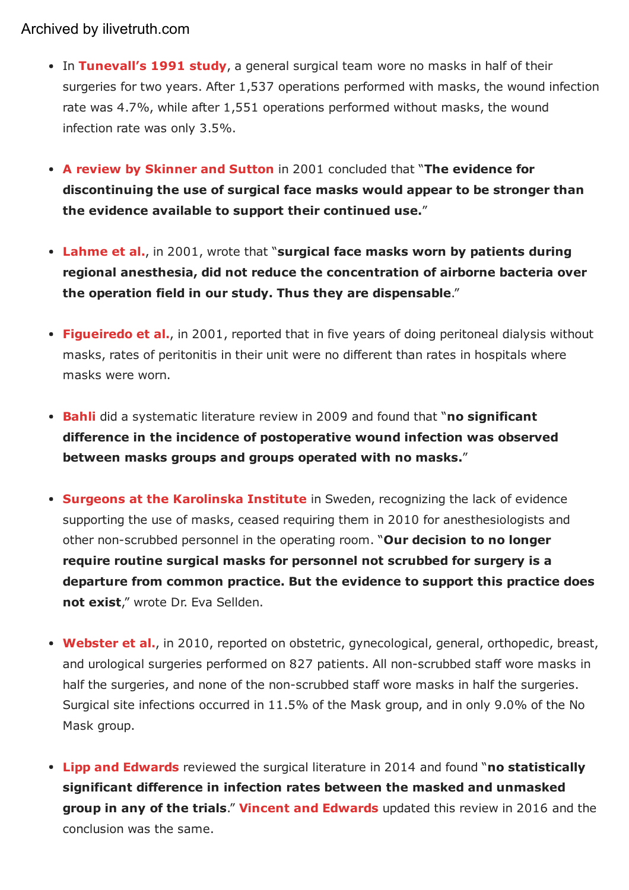- In **Tunevall's 1991 study**, a general surgical team wore no masks in half of their surgeries for two years. After 1,537 operations performed with masks, the wound infection rate was 4.7%, while after 1,551 operations performed without masks, the wound infection rate was only 3.5%.

- **A review by Skinner and Sutton** in 2001 concluded that "**The evidence for discontinuing the use of surgical face masks would appear to be stronger than the evidence available to support their continued use.**"

- **Lahme et al.**, in 2001, wrote that "**surgical face masks worn by patients during regional anesthesia, did not reduce the concentration of airborne bacteria over the operation field in our study. Thus they are dispensable**."

- **Figueiredo et al.**, in 2001, reported that in five years of doing peritoneal dialysis without masks, rates of peritonitis in their unit were no different than rates in hospitals where masks were worn.

- **Bahli** did a systematic literature review in 2009 and found that "**no significant difference in the incidence of postoperative wound infection was observed between masks groups and groups operated with no masks.**"

- **Surgeons at the Karolinska Institute** in Sweden, recognizing the lack of evidence supporting the use of masks, ceased requiring them in 2010 for anesthesiologists and other non-scrubbed personnel in the operating room. "**Our decision to no longer require routine surgical masks for personnel not scrubbed for surgery is a departure from common practice. But the evidence to support this practice does not exist**," wrote Dr. Eva Sellden.

- **Webster et al.**, in 2010, reported on obstetric, gynecological, general, orthopedic, breast, and urological surgeries performed on 827 patients. All non-scrubbed staff wore masks in half the surgeries, and none of the non-scrubbed staff wore masks in half the surgeries. Surgical site infections occurred in 11.5% of the Mask group, and in only 9.0% of the No Mask group.

- **Lipp and Edwards** reviewed the surgical literature in 2014 and found "**no statistically significant difference in infection rates between the masked and unmasked group in any of the trials**." **Vincent and Edwards** updated this review in 2016 and the conclusion was the same.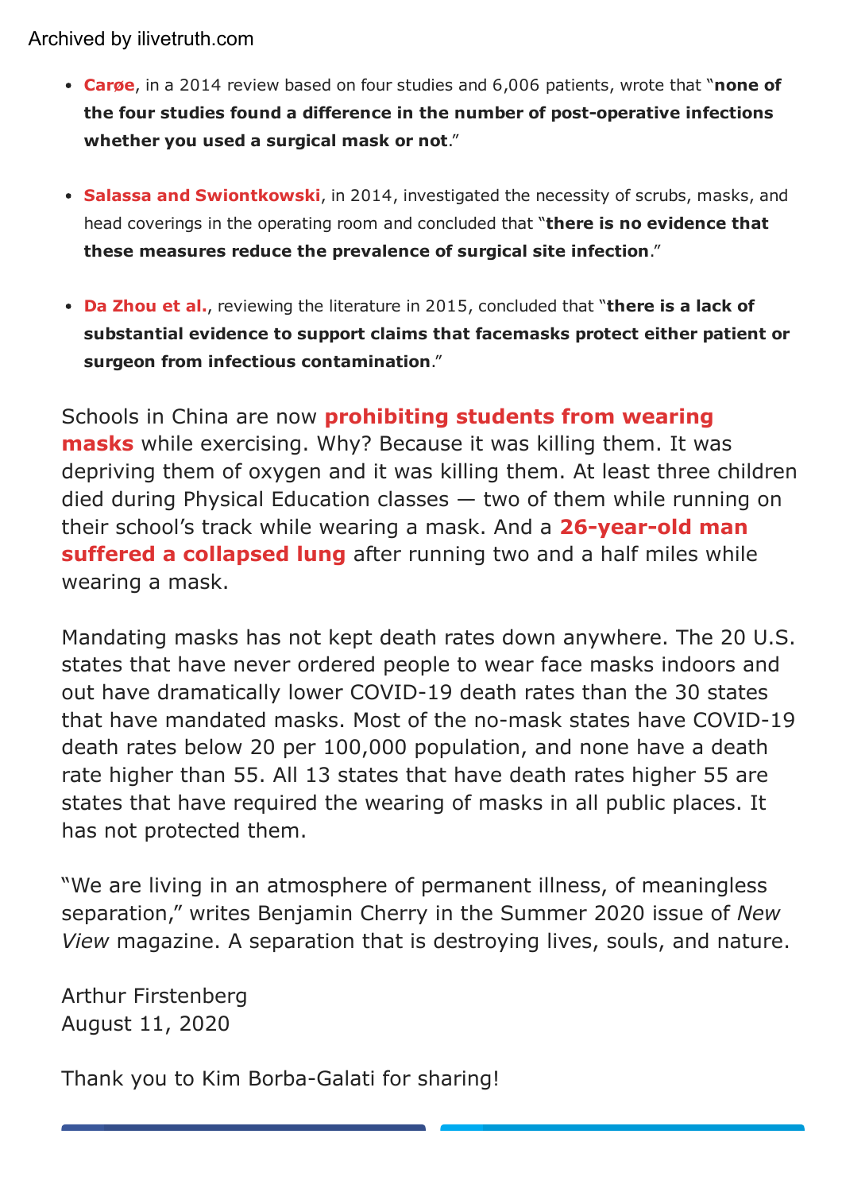- **Carøe**, in a 2014 review based on four studies and 6,006 patients, wrote that "**none of the four studies found a difference in the number of post-operative infections whether you used a surgical mask or not**."

- **Salassa and Swiontkowski**, in 2014, investigated the necessity of scrubs, masks, and head coverings in the operating room and concluded that "**there is no evidence that these measures reduce the prevalence of surgical site infection**."

- **Da Zhou et al.**, reviewing the literature in 2015, concluded that "**there is a lack of substantial evidence to support claims that facemasks protect either patient or surgeon from infectious contamination**."

Schools in China are now **prohibiting students from wearing masks** while exercising. Why? Because it was killing them. It was depriving them of oxygen and it was killing them. At least three children died during Physical Education classes — two of them while running on their school's track while wearing a mask. And a **26-year-old man suffered a collapsed lung** after running two and a half miles while wearing a mask.

Mandating masks has not kept death rates down anywhere. The 20 U.S. states that have never ordered people to wear face masks indoors and out have dramatically lower COVID-19 death rates than the 30 states that have mandated masks. Most of the no-mask states have COVID-19 death rates below 20 per 100,000 population, and none have a death rate higher than 55. All 13 states that have death rates higher 55 are states that have required the wearing of masks in all public places. It has not protected them.

"We are living in an atmosphere of permanent illness, of meaningless separation," writes Benjamin Cherry in the Summer 2020 issue of *New View* magazine. A separation that is destroying lives, souls, and nature.

Arthur Firstenberg
August 11, 2020

Thank you to Kim Borba-Galati for sharing!